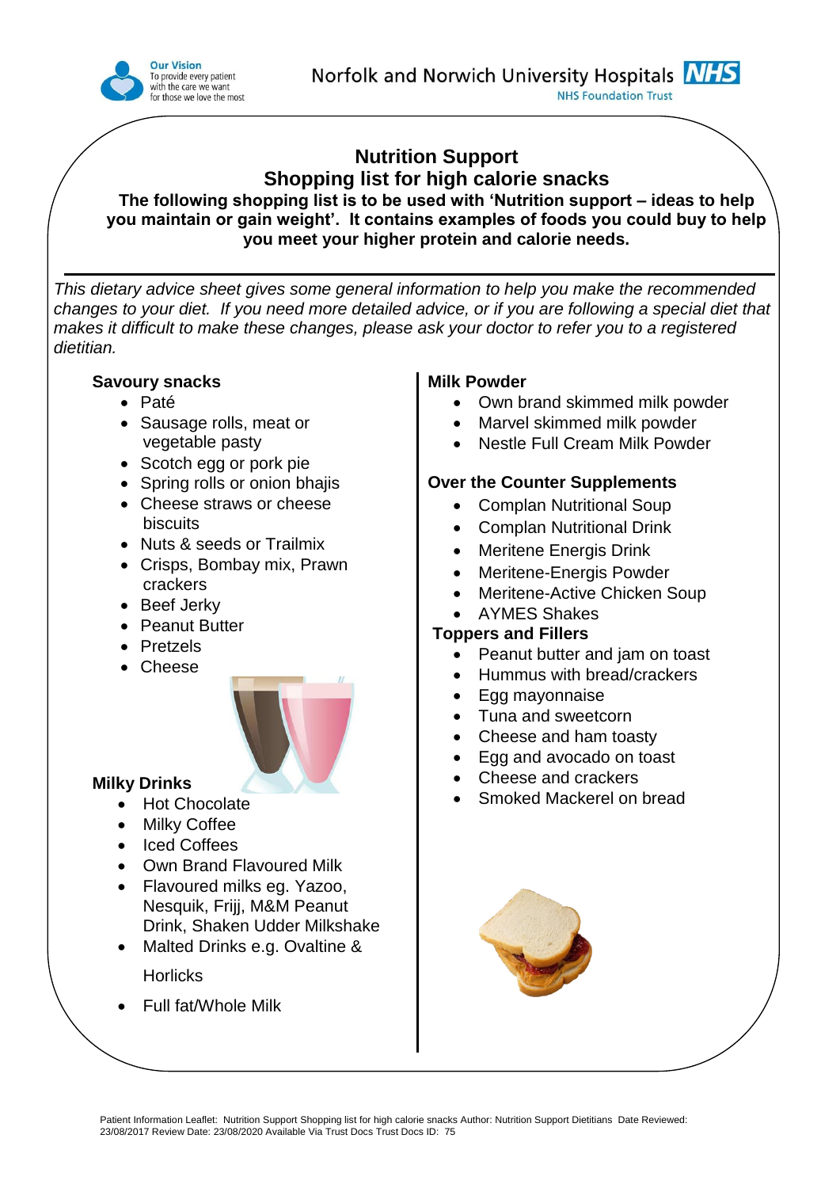Norfolk and Norwich University Hospitals NHS Foundation Trust

**Our Vision** To provide every patient with the care we want for those we love the most

# Nutrition Support

## Shopping list for high calorie snacks

**The following shopping list is to be used with 'Nutrition support – ideas to help you maintain or gain weight'. It contains examples of foods you could buy to help you meet your higher protein and calorie needs.**

*This dietary advice sheet gives some general information to help you make the recommended changes to your diet. If you need more detailed advice, or if you are following a special diet that makes it difficult to make these changes, please ask your doctor to refer you to a registered dietitian.*

### Savoury snacks

- Paté
- Sausage rolls, meat or vegetable pasty
- Scotch egg or pork pie
- Spring rolls or onion bhajis
- Cheese straws or cheese biscuits
- Nuts & seeds or Trailmix
- Crisps, Bombay mix, Prawn crackers
- Beef Jerky
- Peanut Butter
- Pretzels
- Cheese

### Milky Drinks

- Hot Chocolate
- Milky Coffee
- Iced Coffees
- Own Brand Flavoured Milk
- Flavoured milks eg. Yazoo, Nesquik, Frijj, M&M Peanut Drink, Shaken Udder Milkshake
- Malted Drinks e.g. Ovaltine & Horlicks
- Full fat/Whole Milk

### Milk Powder

- Own brand skimmed milk powder
- Marvel skimmed milk powder
- Nestle Full Cream Milk Powder

### Over the Counter Supplements

- Complan Nutritional Soup
- Complan Nutritional Drink
- Meritene Energis Drink
- Meritene-Energis Powder
- Meritene-Active Chicken Soup
- AYMES Shakes

### Toppers and Fillers

- Peanut butter and jam on toast
- Hummus with bread/crackers
- Egg mayonnaise
- Tuna and sweetcorn
- Cheese and ham toasty
- Egg and avocado on toast
- Cheese and crackers
- Smoked Mackerel on bread

Patient Information Leaflet: Nutrition Support Shopping list for high calorie snacks Author: Nutrition Support Dietitians Date Reviewed: 23/08/2017 Review Date: 23/08/2020 Available Via Trust Docs Trust Docs ID: 75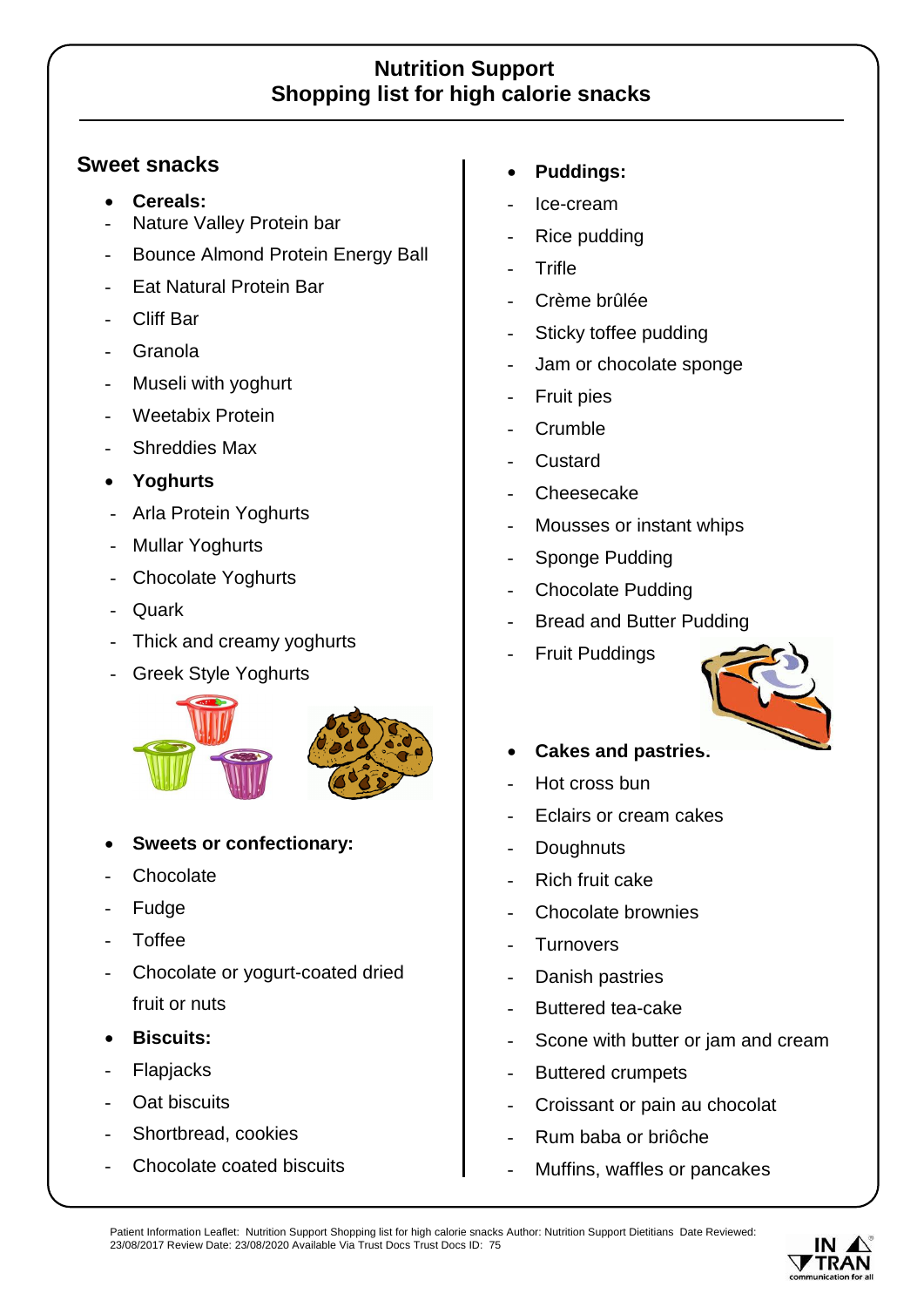# Nutrition Support
## Shopping list for high calorie snacks

### Sweet snacks

- **Cereals:**
  - Nature Valley Protein bar
  - Bounce Almond Protein Energy Ball
  - Eat Natural Protein Bar
  - Cliff Bar
  - Granola
  - Museli with yoghurt
  - Weetabix Protein
  - Shreddies Max
- **Yoghurts**
  - Arla Protein Yoghurts
  - Mullar Yoghurts
  - Chocolate Yoghurts
  - Quark
  - Thick and creamy yoghurts
  - Greek Style Yoghurts
- **Sweets or confectionary:**
  - Chocolate
  - Fudge
  - Toffee
  - Chocolate or yogurt-coated dried fruit or nuts
- **Biscuits:**
  - Flapjacks
  - Oat biscuits
  - Shortbread, cookies
  - Chocolate coated biscuits
- **Puddings:**
  - Ice-cream
  - Rice pudding
  - Trifle
  - Crème brûlée
  - Sticky toffee pudding
  - Jam or chocolate sponge
  - Fruit pies
  - Crumble
  - Custard
  - Cheesecake
  - Mousses or instant whips
  - Sponge Pudding
  - Chocolate Pudding
  - Bread and Butter Pudding
  - Fruit Puddings
- **Cakes and pastries.**
  - Hot cross bun
  - Eclairs or cream cakes
  - Doughnuts
  - Rich fruit cake
  - Chocolate brownies
  - Turnovers
  - Danish pastries
  - Buttered tea-cake
  - Scone with butter or jam and cream
  - Buttered crumpets
  - Croissant or pain au chocolat
  - Rum baba or briôche
  - Muffins, waffles or pancakes

Patient Information Leaflet: Nutrition Support Shopping list for high calorie snacks Author: Nutrition Support Dietitians Date Reviewed: 23/08/2017 Review Date: 23/08/2020 Available Via Trust Docs Trust Docs ID: 75